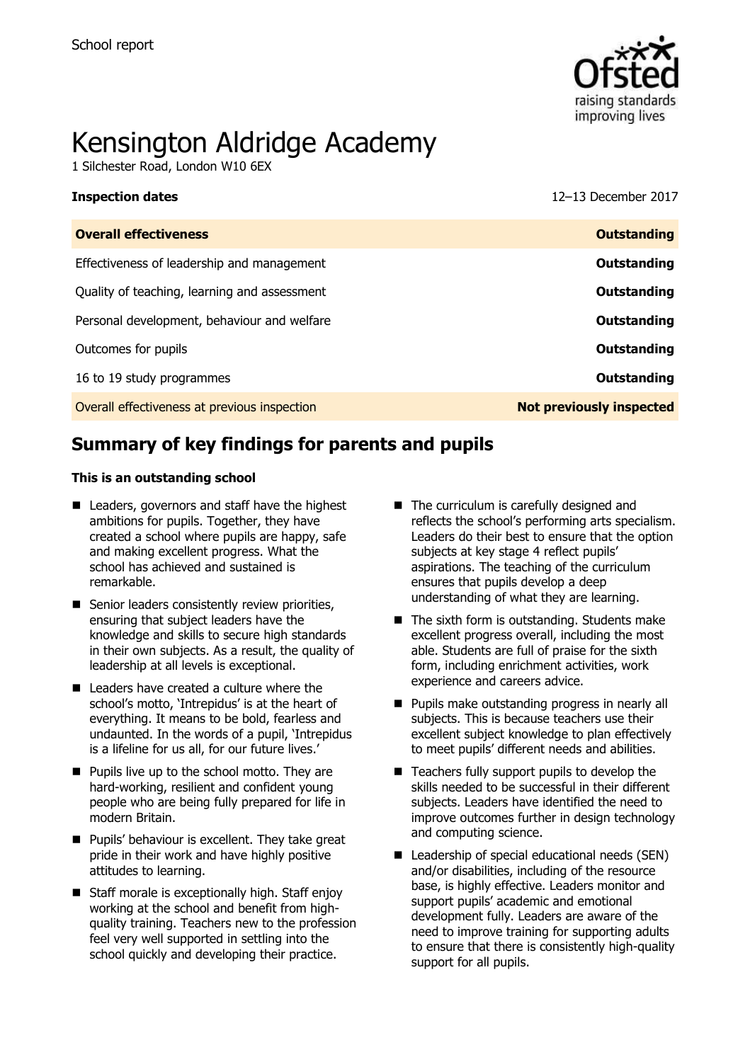School report

# Kensington Aldridge Academy

1 Silchester Road, London W10 6EX

**Inspection dates** 12–13 December 2017

| **Overall effectiveness** | **Outstanding** |
|---|---|
| Effectiveness of leadership and management | **Outstanding** |
| Quality of teaching, learning and assessment | **Outstanding** |
| Personal development, behaviour and welfare | **Outstanding** |
| Outcomes for pupils | **Outstanding** |
| 16 to 19 study programmes | **Outstanding** |
| Overall effectiveness at previous inspection | **Not previously inspected** |

## Summary of key findings for parents and pupils

**This is an outstanding school**

- Leaders, governors and staff have the highest ambitions for pupils. Together, they have created a school where pupils are happy, safe and making excellent progress. What the school has achieved and sustained is remarkable.
- Senior leaders consistently review priorities, ensuring that subject leaders have the knowledge and skills to secure high standards in their own subjects. As a result, the quality of leadership at all levels is exceptional.
- Leaders have created a culture where the school's motto, 'Intrepidus' is at the heart of everything. It means to be bold, fearless and undaunted. In the words of a pupil, 'Intrepidus is a lifeline for us all, for our future lives.'
- Pupils live up to the school motto. They are hard-working, resilient and confident young people who are being fully prepared for life in modern Britain.
- Pupils' behaviour is excellent. They take great pride in their work and have highly positive attitudes to learning.
- Staff morale is exceptionally high. Staff enjoy working at the school and benefit from high-quality training. Teachers new to the profession feel very well supported in settling into the school quickly and developing their practice.
- The curriculum is carefully designed and reflects the school's performing arts specialism. Leaders do their best to ensure that the option subjects at key stage 4 reflect pupils' aspirations. The teaching of the curriculum ensures that pupils develop a deep understanding of what they are learning.
- The sixth form is outstanding. Students make excellent progress overall, including the most able. Students are full of praise for the sixth form, including enrichment activities, work experience and careers advice.
- Pupils make outstanding progress in nearly all subjects. This is because teachers use their excellent subject knowledge to plan effectively to meet pupils' different needs and abilities.
- Teachers fully support pupils to develop the skills needed to be successful in their different subjects. Leaders have identified the need to improve outcomes further in design technology and computing science.
- Leadership of special educational needs (SEN) and/or disabilities, including of the resource base, is highly effective. Leaders monitor and support pupils' academic and emotional development fully. Leaders are aware of the need to improve training for supporting adults to ensure that there is consistently high-quality support for all pupils.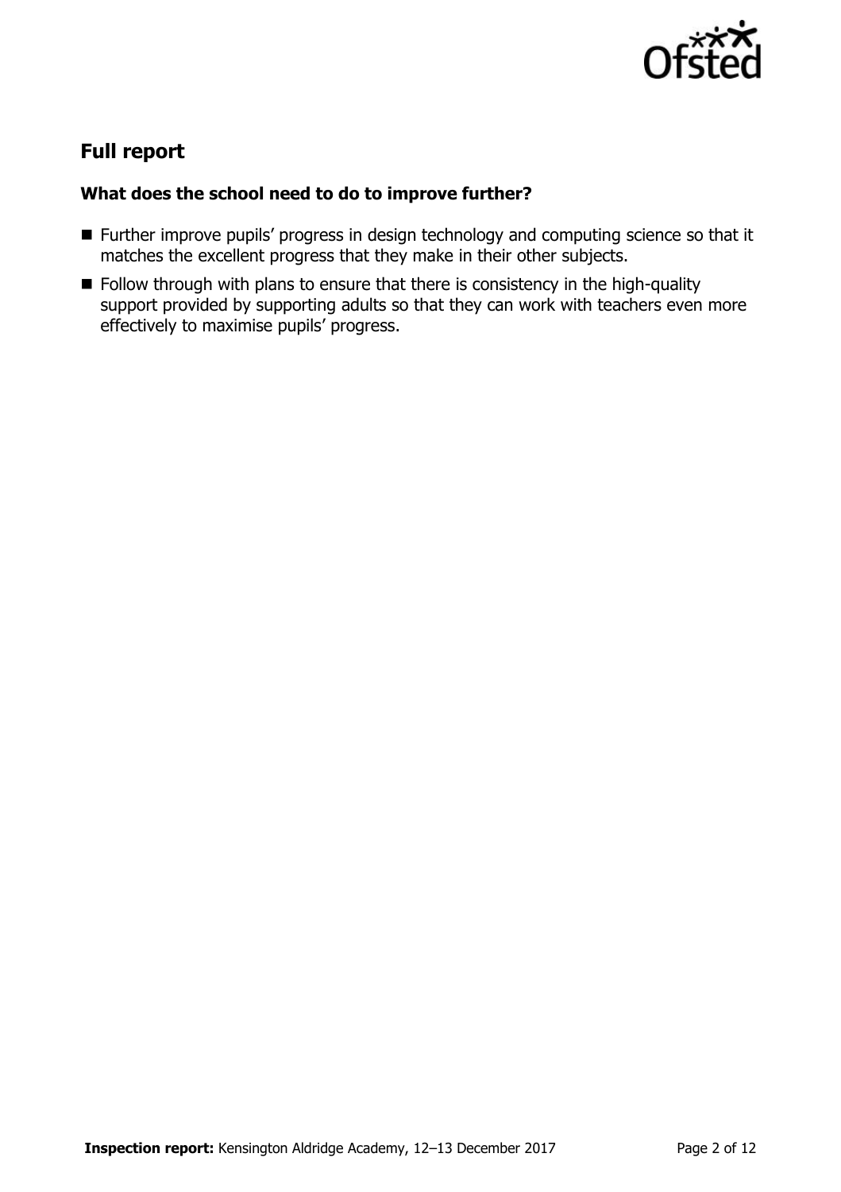## Full report

### What does the school need to do to improve further?

- Further improve pupils' progress in design technology and computing science so that it matches the excellent progress that they make in their other subjects.
- Follow through with plans to ensure that there is consistency in the high-quality support provided by supporting adults so that they can work with teachers even more effectively to maximise pupils' progress.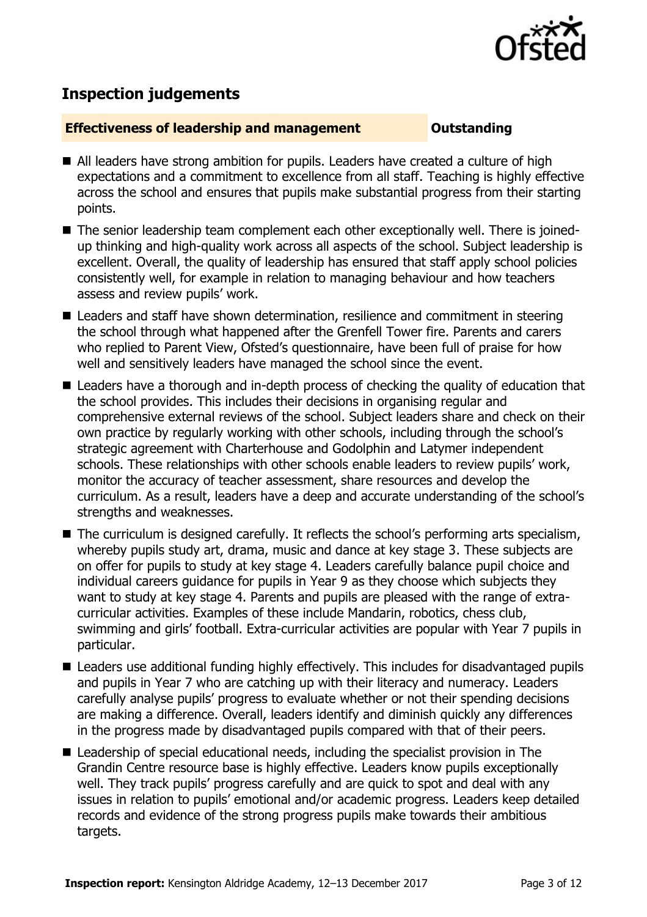## Inspection judgements

**Effectiveness of leadership and management** **Outstanding**

- All leaders have strong ambition for pupils. Leaders have created a culture of high expectations and a commitment to excellence from all staff. Teaching is highly effective across the school and ensures that pupils make substantial progress from their starting points.
- The senior leadership team complement each other exceptionally well. There is joined-up thinking and high-quality work across all aspects of the school. Subject leadership is excellent. Overall, the quality of leadership has ensured that staff apply school policies consistently well, for example in relation to managing behaviour and how teachers assess and review pupils' work.
- Leaders and staff have shown determination, resilience and commitment in steering the school through what happened after the Grenfell Tower fire. Parents and carers who replied to Parent View, Ofsted's questionnaire, have been full of praise for how well and sensitively leaders have managed the school since the event.
- Leaders have a thorough and in-depth process of checking the quality of education that the school provides. This includes their decisions in organising regular and comprehensive external reviews of the school. Subject leaders share and check on their own practice by regularly working with other schools, including through the school's strategic agreement with Charterhouse and Godolphin and Latymer independent schools. These relationships with other schools enable leaders to review pupils' work, monitor the accuracy of teacher assessment, share resources and develop the curriculum. As a result, leaders have a deep and accurate understanding of the school's strengths and weaknesses.
- The curriculum is designed carefully. It reflects the school's performing arts specialism, whereby pupils study art, drama, music and dance at key stage 3. These subjects are on offer for pupils to study at key stage 4. Leaders carefully balance pupil choice and individual careers guidance for pupils in Year 9 as they choose which subjects they want to study at key stage 4. Parents and pupils are pleased with the range of extra-curricular activities. Examples of these include Mandarin, robotics, chess club, swimming and girls' football. Extra-curricular activities are popular with Year 7 pupils in particular.
- Leaders use additional funding highly effectively. This includes for disadvantaged pupils and pupils in Year 7 who are catching up with their literacy and numeracy. Leaders carefully analyse pupils' progress to evaluate whether or not their spending decisions are making a difference. Overall, leaders identify and diminish quickly any differences in the progress made by disadvantaged pupils compared with that of their peers.
- Leadership of special educational needs, including the specialist provision in The Grandin Centre resource base is highly effective. Leaders know pupils exceptionally well. They track pupils' progress carefully and are quick to spot and deal with any issues in relation to pupils' emotional and/or academic progress. Leaders keep detailed records and evidence of the strong progress pupils make towards their ambitious targets.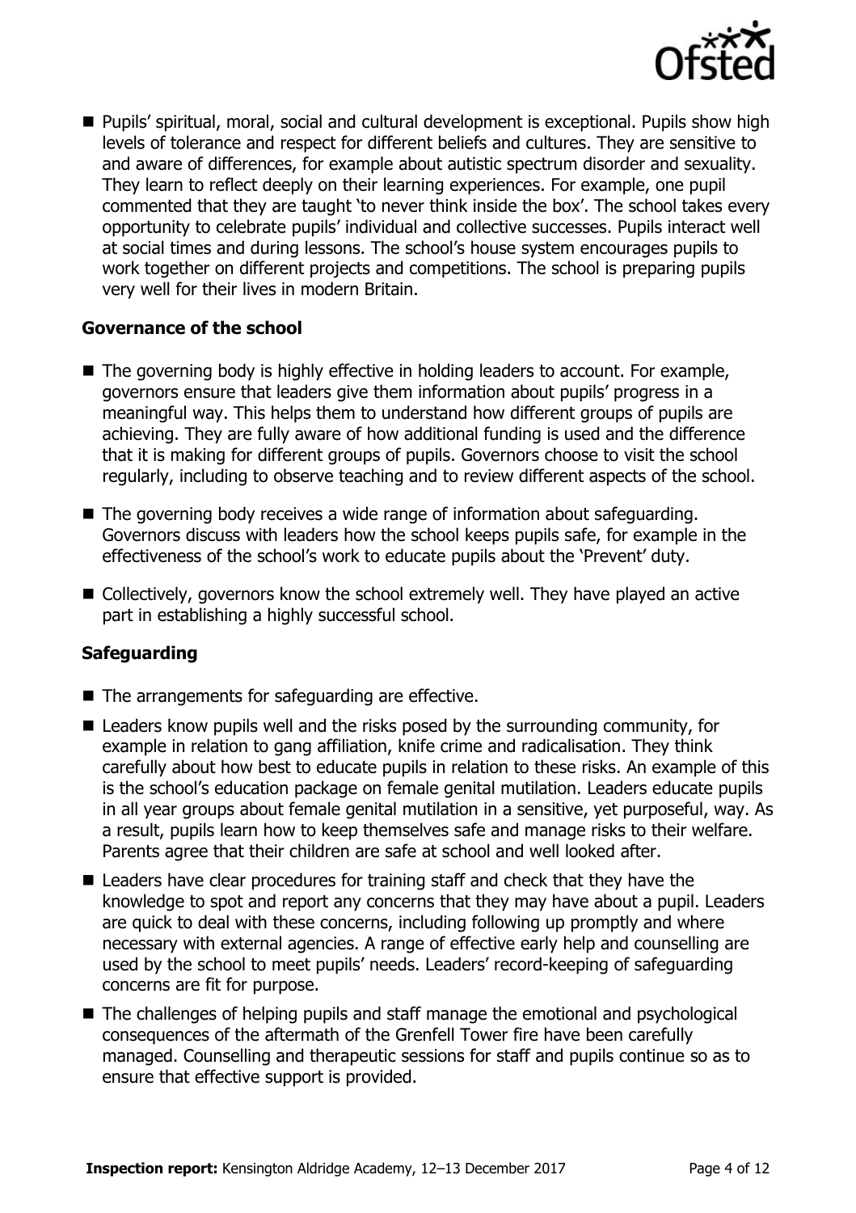- Pupils' spiritual, moral, social and cultural development is exceptional. Pupils show high levels of tolerance and respect for different beliefs and cultures. They are sensitive to and aware of differences, for example about autistic spectrum disorder and sexuality. They learn to reflect deeply on their learning experiences. For example, one pupil commented that they are taught 'to never think inside the box'. The school takes every opportunity to celebrate pupils' individual and collective successes. Pupils interact well at social times and during lessons. The school's house system encourages pupils to work together on different projects and competitions. The school is preparing pupils very well for their lives in modern Britain.

### Governance of the school

- The governing body is highly effective in holding leaders to account. For example, governors ensure that leaders give them information about pupils' progress in a meaningful way. This helps them to understand how different groups of pupils are achieving. They are fully aware of how additional funding is used and the difference that it is making for different groups of pupils. Governors choose to visit the school regularly, including to observe teaching and to review different aspects of the school.
- The governing body receives a wide range of information about safeguarding. Governors discuss with leaders how the school keeps pupils safe, for example in the effectiveness of the school's work to educate pupils about the 'Prevent' duty.
- Collectively, governors know the school extremely well. They have played an active part in establishing a highly successful school.

### Safeguarding

- The arrangements for safeguarding are effective.
- Leaders know pupils well and the risks posed by the surrounding community, for example in relation to gang affiliation, knife crime and radicalisation. They think carefully about how best to educate pupils in relation to these risks. An example of this is the school's education package on female genital mutilation. Leaders educate pupils in all year groups about female genital mutilation in a sensitive, yet purposeful, way. As a result, pupils learn how to keep themselves safe and manage risks to their welfare. Parents agree that their children are safe at school and well looked after.
- Leaders have clear procedures for training staff and check that they have the knowledge to spot and report any concerns that they may have about a pupil. Leaders are quick to deal with these concerns, including following up promptly and where necessary with external agencies. A range of effective early help and counselling are used by the school to meet pupils' needs. Leaders' record-keeping of safeguarding concerns are fit for purpose.
- The challenges of helping pupils and staff manage the emotional and psychological consequences of the aftermath of the Grenfell Tower fire have been carefully managed. Counselling and therapeutic sessions for staff and pupils continue so as to ensure that effective support is provided.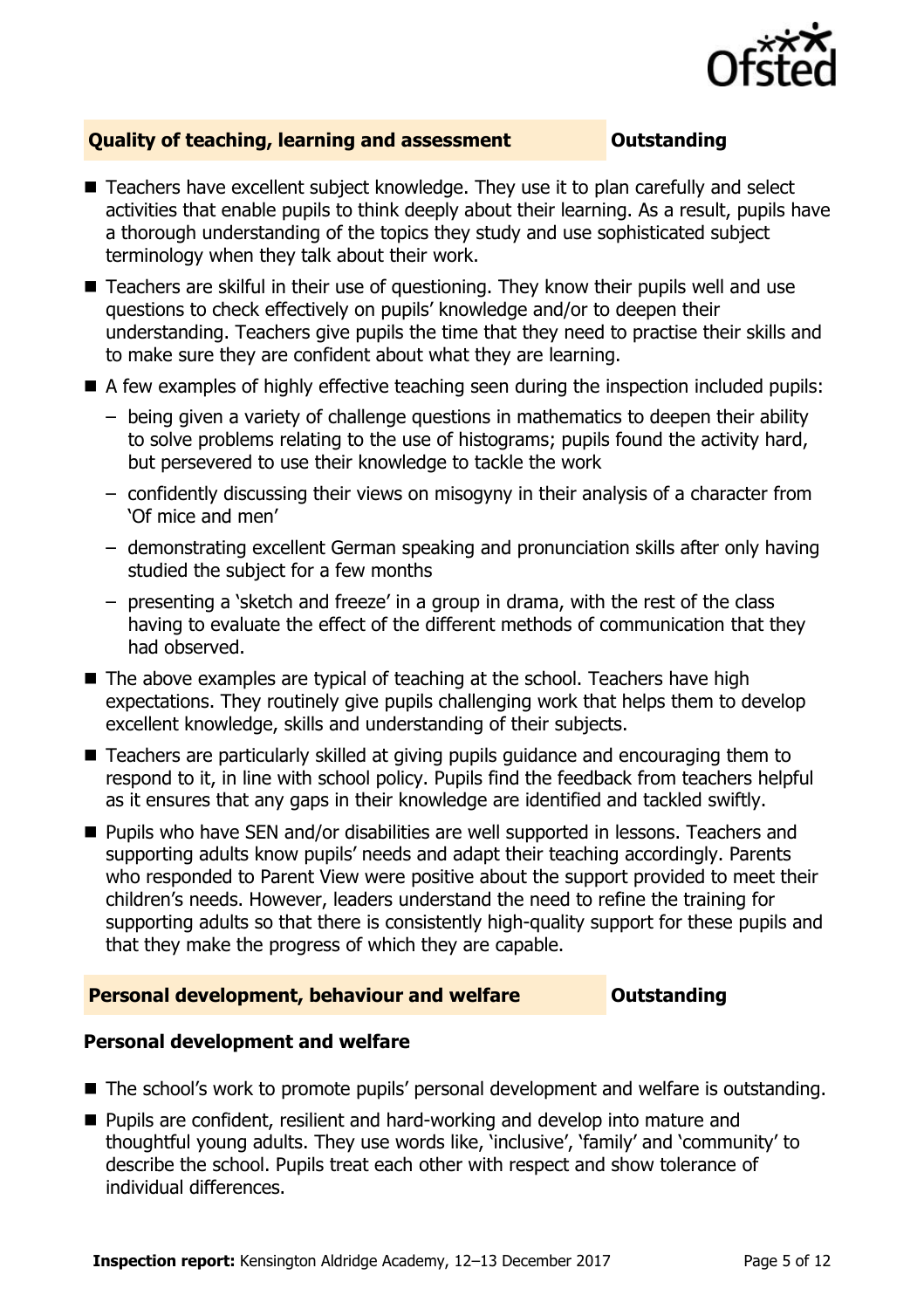## Quality of teaching, learning and assessment — Outstanding

- Teachers have excellent subject knowledge. They use it to plan carefully and select activities that enable pupils to think deeply about their learning. As a result, pupils have a thorough understanding of the topics they study and use sophisticated subject terminology when they talk about their work.
- Teachers are skilful in their use of questioning. They know their pupils well and use questions to check effectively on pupils' knowledge and/or to deepen their understanding. Teachers give pupils the time that they need to practise their skills and to make sure they are confident about what they are learning.
- A few examples of highly effective teaching seen during the inspection included pupils:
  - being given a variety of challenge questions in mathematics to deepen their ability to solve problems relating to the use of histograms; pupils found the activity hard, but persevered to use their knowledge to tackle the work
  - confidently discussing their views on misogyny in their analysis of a character from 'Of mice and men'
  - demonstrating excellent German speaking and pronunciation skills after only having studied the subject for a few months
  - presenting a 'sketch and freeze' in a group in drama, with the rest of the class having to evaluate the effect of the different methods of communication that they had observed.
- The above examples are typical of teaching at the school. Teachers have high expectations. They routinely give pupils challenging work that helps them to develop excellent knowledge, skills and understanding of their subjects.
- Teachers are particularly skilled at giving pupils guidance and encouraging them to respond to it, in line with school policy. Pupils find the feedback from teachers helpful as it ensures that any gaps in their knowledge are identified and tackled swiftly.
- Pupils who have SEN and/or disabilities are well supported in lessons. Teachers and supporting adults know pupils' needs and adapt their teaching accordingly. Parents who responded to Parent View were positive about the support provided to meet their children's needs. However, leaders understand the need to refine the training for supporting adults so that there is consistently high-quality support for these pupils and that they make the progress of which they are capable.

## Personal development, behaviour and welfare — Outstanding

### Personal development and welfare

- The school's work to promote pupils' personal development and welfare is outstanding.
- Pupils are confident, resilient and hard-working and develop into mature and thoughtful young adults. They use words like, 'inclusive', 'family' and 'community' to describe the school. Pupils treat each other with respect and show tolerance of individual differences.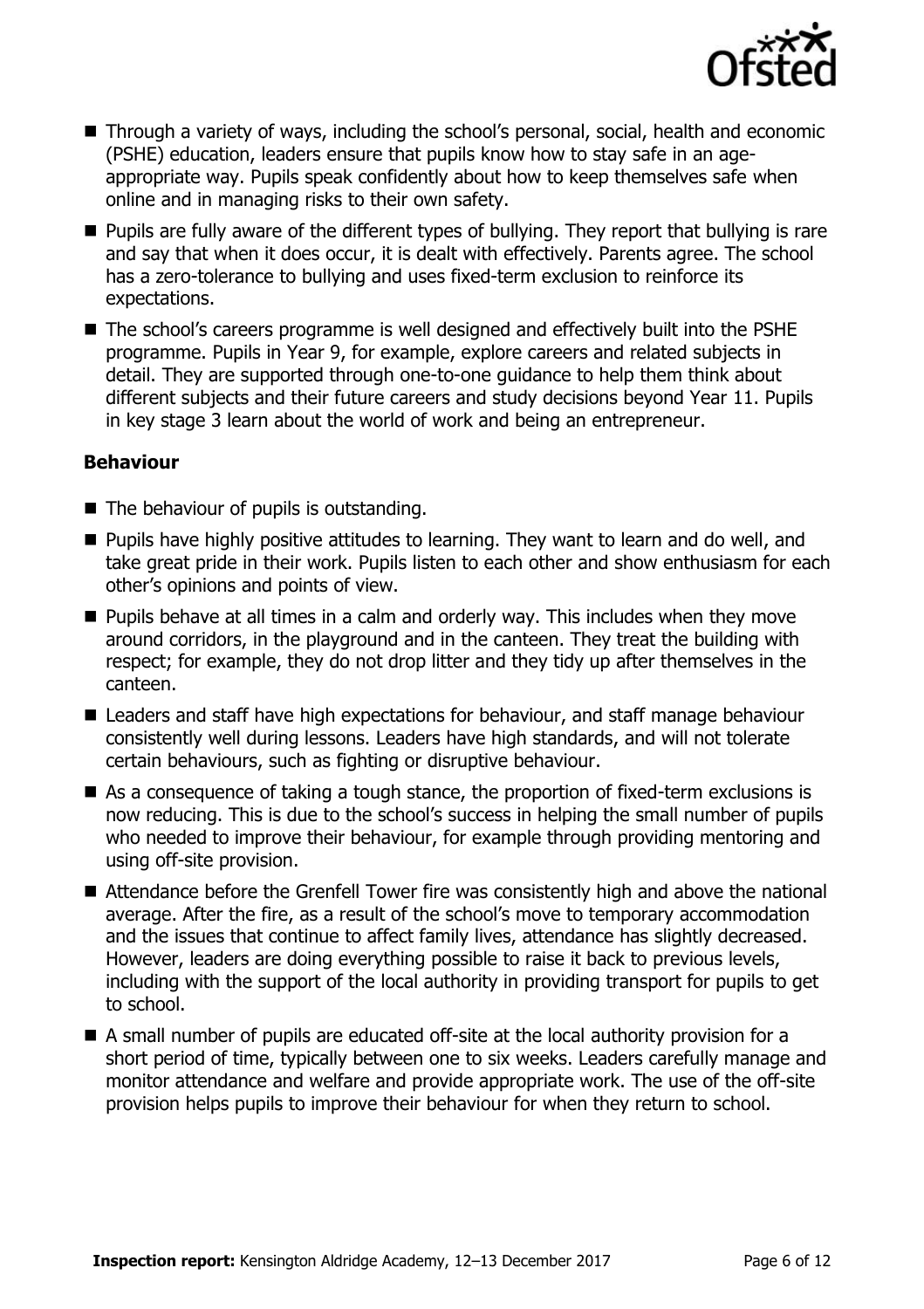- Through a variety of ways, including the school's personal, social, health and economic (PSHE) education, leaders ensure that pupils know how to stay safe in an age-appropriate way. Pupils speak confidently about how to keep themselves safe when online and in managing risks to their own safety.
- Pupils are fully aware of the different types of bullying. They report that bullying is rare and say that when it does occur, it is dealt with effectively. Parents agree. The school has a zero-tolerance to bullying and uses fixed-term exclusion to reinforce its expectations.
- The school's careers programme is well designed and effectively built into the PSHE programme. Pupils in Year 9, for example, explore careers and related subjects in detail. They are supported through one-to-one guidance to help them think about different subjects and their future careers and study decisions beyond Year 11. Pupils in key stage 3 learn about the world of work and being an entrepreneur.

### Behaviour

- The behaviour of pupils is outstanding.
- Pupils have highly positive attitudes to learning. They want to learn and do well, and take great pride in their work. Pupils listen to each other and show enthusiasm for each other's opinions and points of view.
- Pupils behave at all times in a calm and orderly way. This includes when they move around corridors, in the playground and in the canteen. They treat the building with respect; for example, they do not drop litter and they tidy up after themselves in the canteen.
- Leaders and staff have high expectations for behaviour, and staff manage behaviour consistently well during lessons. Leaders have high standards, and will not tolerate certain behaviours, such as fighting or disruptive behaviour.
- As a consequence of taking a tough stance, the proportion of fixed-term exclusions is now reducing. This is due to the school's success in helping the small number of pupils who needed to improve their behaviour, for example through providing mentoring and using off-site provision.
- Attendance before the Grenfell Tower fire was consistently high and above the national average. After the fire, as a result of the school's move to temporary accommodation and the issues that continue to affect family lives, attendance has slightly decreased. However, leaders are doing everything possible to raise it back to previous levels, including with the support of the local authority in providing transport for pupils to get to school.
- A small number of pupils are educated off-site at the local authority provision for a short period of time, typically between one to six weeks. Leaders carefully manage and monitor attendance and welfare and provide appropriate work. The use of the off-site provision helps pupils to improve their behaviour for when they return to school.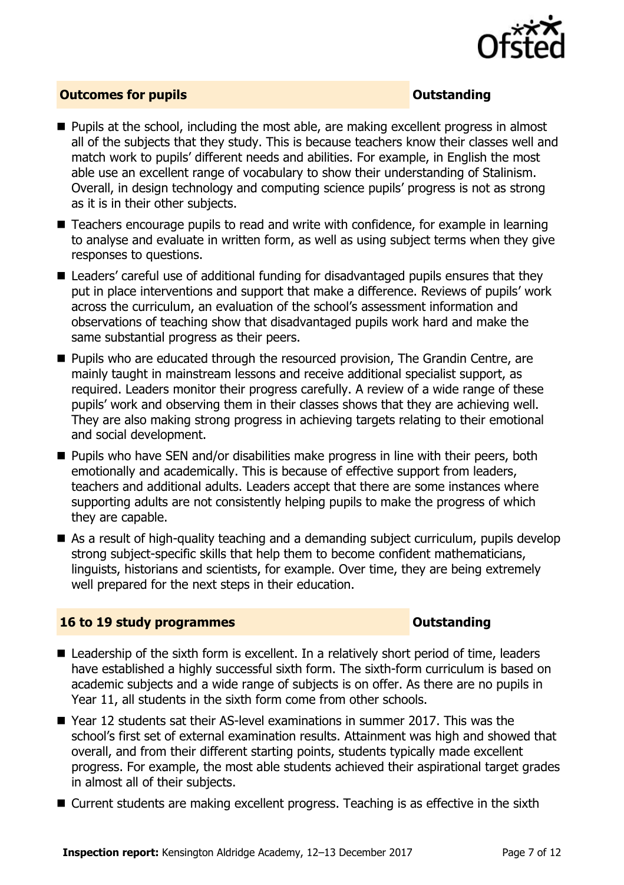## Outcomes for pupils **Outstanding**

- Pupils at the school, including the most able, are making excellent progress in almost all of the subjects that they study. This is because teachers know their classes well and match work to pupils' different needs and abilities. For example, in English the most able use an excellent range of vocabulary to show their understanding of Stalinism. Overall, in design technology and computing science pupils' progress is not as strong as it is in their other subjects.
- Teachers encourage pupils to read and write with confidence, for example in learning to analyse and evaluate in written form, as well as using subject terms when they give responses to questions.
- Leaders' careful use of additional funding for disadvantaged pupils ensures that they put in place interventions and support that make a difference. Reviews of pupils' work across the curriculum, an evaluation of the school's assessment information and observations of teaching show that disadvantaged pupils work hard and make the same substantial progress as their peers.
- Pupils who are educated through the resourced provision, The Grandin Centre, are mainly taught in mainstream lessons and receive additional specialist support, as required. Leaders monitor their progress carefully. A review of a wide range of these pupils' work and observing them in their classes shows that they are achieving well. They are also making strong progress in achieving targets relating to their emotional and social development.
- Pupils who have SEN and/or disabilities make progress in line with their peers, both emotionally and academically. This is because of effective support from leaders, teachers and additional adults. Leaders accept that there are some instances where supporting adults are not consistently helping pupils to make the progress of which they are capable.
- As a result of high-quality teaching and a demanding subject curriculum, pupils develop strong subject-specific skills that help them to become confident mathematicians, linguists, historians and scientists, for example. Over time, they are being extremely well prepared for the next steps in their education.

## 16 to 19 study programmes **Outstanding**

- Leadership of the sixth form is excellent. In a relatively short period of time, leaders have established a highly successful sixth form. The sixth-form curriculum is based on academic subjects and a wide range of subjects is on offer. As there are no pupils in Year 11, all students in the sixth form come from other schools.
- Year 12 students sat their AS-level examinations in summer 2017. This was the school's first set of external examination results. Attainment was high and showed that overall, and from their different starting points, students typically made excellent progress. For example, the most able students achieved their aspirational target grades in almost all of their subjects.
- Current students are making excellent progress. Teaching is as effective in the sixth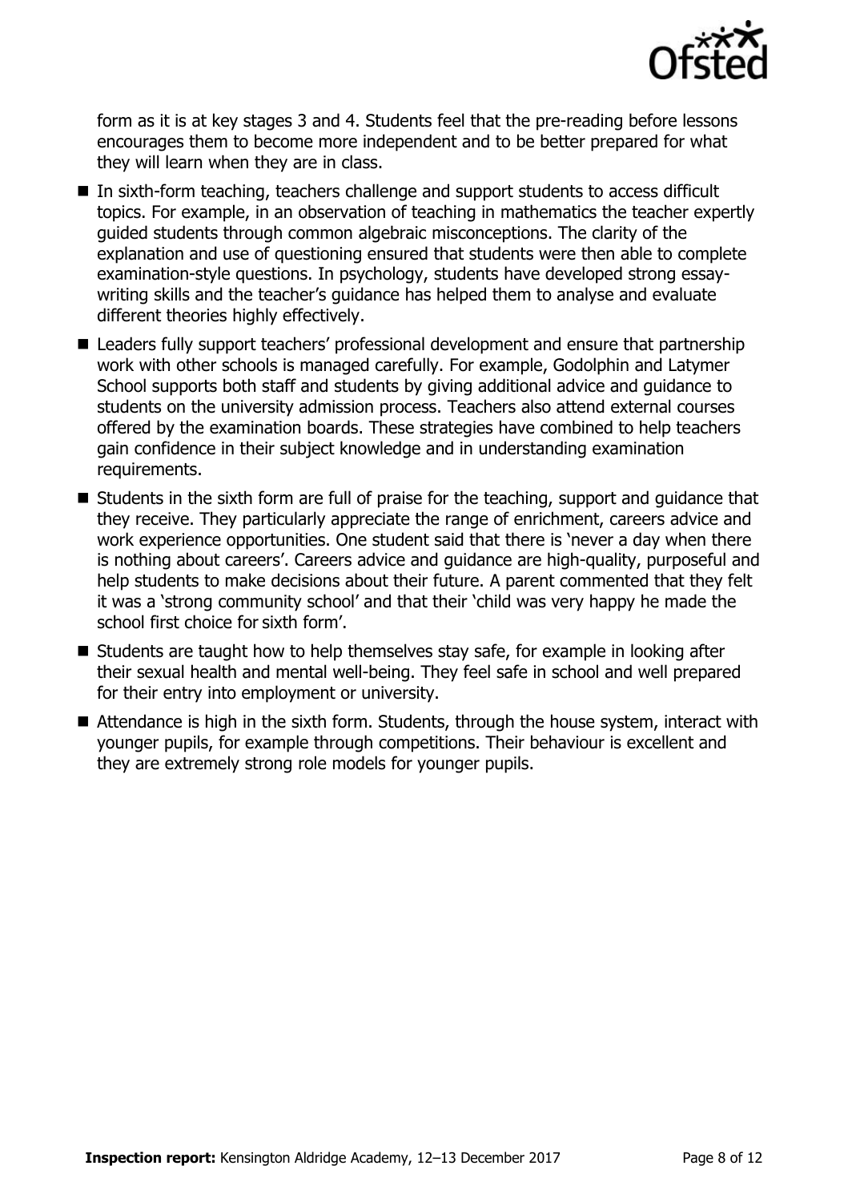form as it is at key stages 3 and 4. Students feel that the pre-reading before lessons encourages them to become more independent and to be better prepared for what they will learn when they are in class.

- In sixth-form teaching, teachers challenge and support students to access difficult topics. For example, in an observation of teaching in mathematics the teacher expertly guided students through common algebraic misconceptions. The clarity of the explanation and use of questioning ensured that students were then able to complete examination-style questions. In psychology, students have developed strong essay-writing skills and the teacher's guidance has helped them to analyse and evaluate different theories highly effectively.
- Leaders fully support teachers' professional development and ensure that partnership work with other schools is managed carefully. For example, Godolphin and Latymer School supports both staff and students by giving additional advice and guidance to students on the university admission process. Teachers also attend external courses offered by the examination boards. These strategies have combined to help teachers gain confidence in their subject knowledge and in understanding examination requirements.
- Students in the sixth form are full of praise for the teaching, support and guidance that they receive. They particularly appreciate the range of enrichment, careers advice and work experience opportunities. One student said that there is 'never a day when there is nothing about careers'. Careers advice and guidance are high-quality, purposeful and help students to make decisions about their future. A parent commented that they felt it was a 'strong community school' and that their 'child was very happy he made the school first choice for sixth form'.
- Students are taught how to help themselves stay safe, for example in looking after their sexual health and mental well-being. They feel safe in school and well prepared for their entry into employment or university.
- Attendance is high in the sixth form. Students, through the house system, interact with younger pupils, for example through competitions. Their behaviour is excellent and they are extremely strong role models for younger pupils.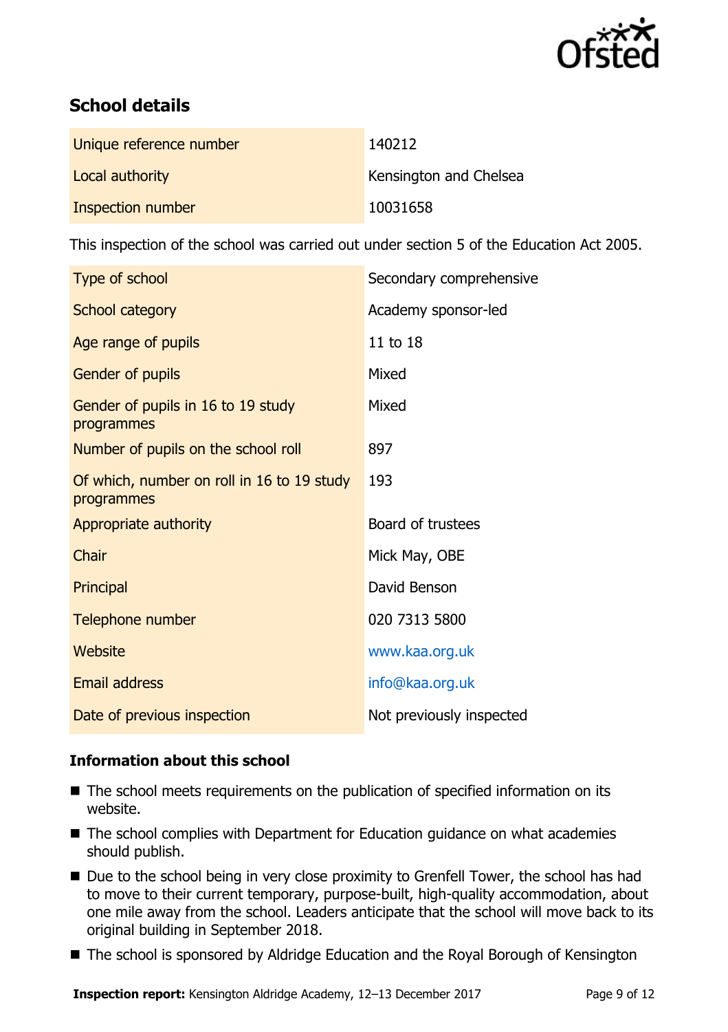## School details

| | |
|---|---|
| Unique reference number | 140212 |
| Local authority | Kensington and Chelsea |
| Inspection number | 10031658 |

This inspection of the school was carried out under section 5 of the Education Act 2005.

| | |
|---|---|
| Type of school | Secondary comprehensive |
| School category | Academy sponsor-led |
| Age range of pupils | 11 to 18 |
| Gender of pupils | Mixed |
| Gender of pupils in 16 to 19 study programmes | Mixed |
| Number of pupils on the school roll | 897 |
| Of which, number on roll in 16 to 19 study programmes | 193 |
| Appropriate authority | Board of trustees |
| Chair | Mick May, OBE |
| Principal | David Benson |
| Telephone number | 020 7313 5800 |
| Website | www.kaa.org.uk |
| Email address | info@kaa.org.uk |
| Date of previous inspection | Not previously inspected |

### Information about this school

- The school meets requirements on the publication of specified information on its website.
- The school complies with Department for Education guidance on what academies should publish.
- Due to the school being in very close proximity to Grenfell Tower, the school has had to move to their current temporary, purpose-built, high-quality accommodation, about one mile away from the school. Leaders anticipate that the school will move back to its original building in September 2018.
- The school is sponsored by Aldridge Education and the Royal Borough of Kensington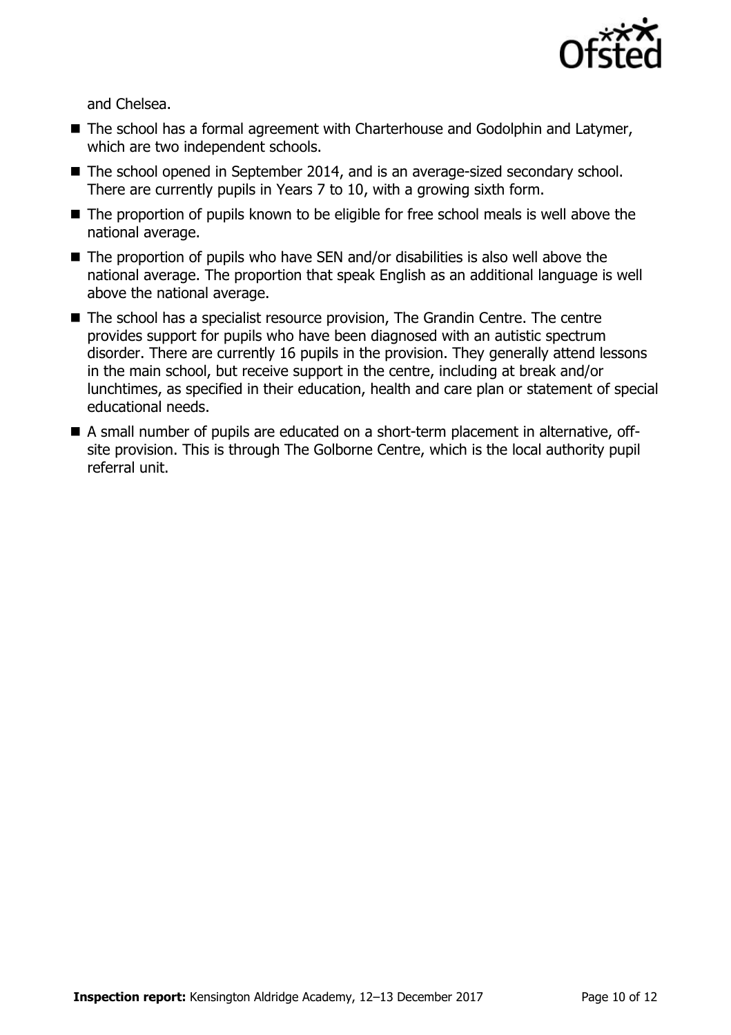and Chelsea.

- The school has a formal agreement with Charterhouse and Godolphin and Latymer, which are two independent schools.
- The school opened in September 2014, and is an average-sized secondary school. There are currently pupils in Years 7 to 10, with a growing sixth form.
- The proportion of pupils known to be eligible for free school meals is well above the national average.
- The proportion of pupils who have SEN and/or disabilities is also well above the national average. The proportion that speak English as an additional language is well above the national average.
- The school has a specialist resource provision, The Grandin Centre. The centre provides support for pupils who have been diagnosed with an autistic spectrum disorder. There are currently 16 pupils in the provision. They generally attend lessons in the main school, but receive support in the centre, including at break and/or lunchtimes, as specified in their education, health and care plan or statement of special educational needs.
- A small number of pupils are educated on a short-term placement in alternative, off-site provision. This is through The Golborne Centre, which is the local authority pupil referral unit.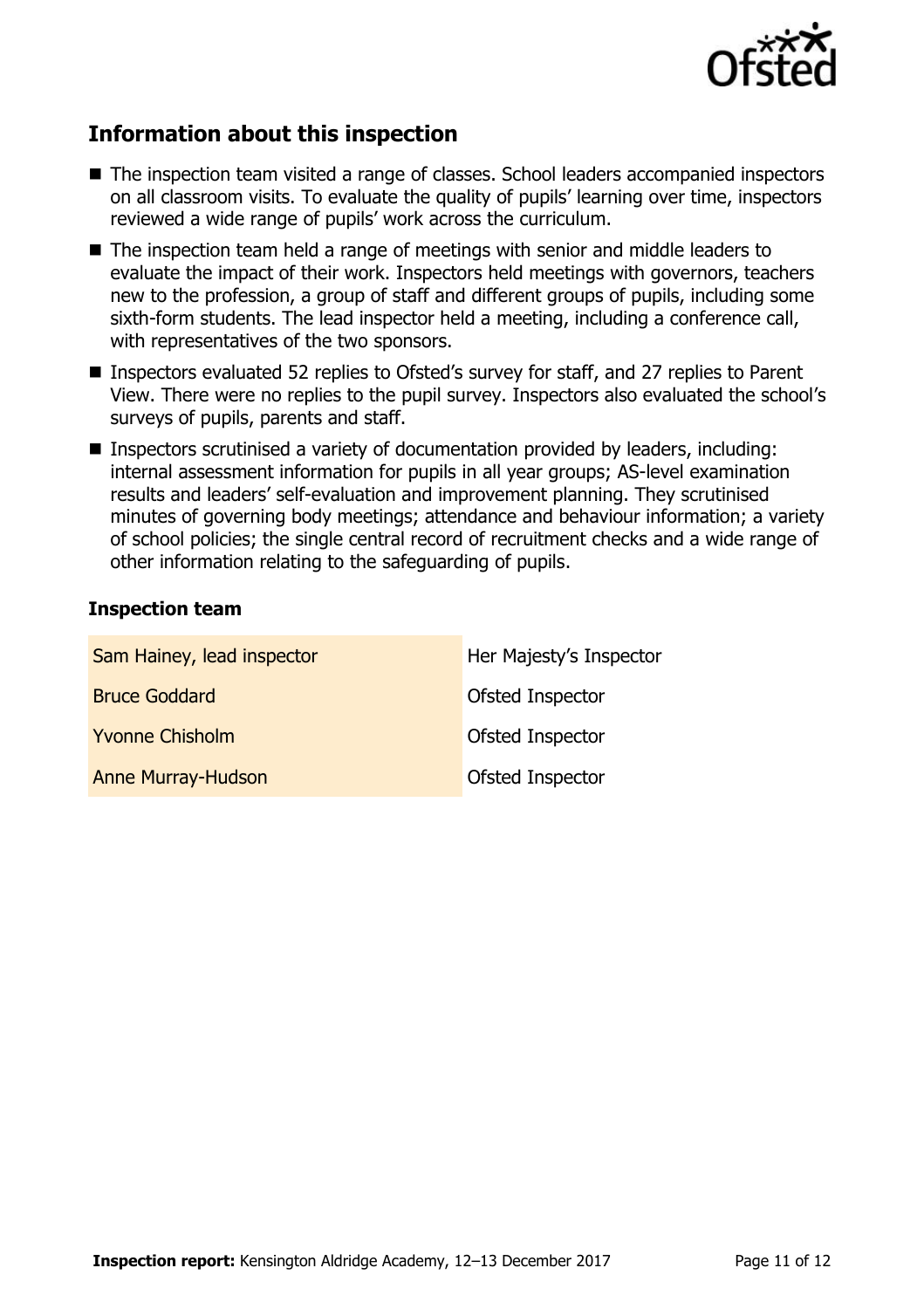## Information about this inspection

- The inspection team visited a range of classes. School leaders accompanied inspectors on all classroom visits. To evaluate the quality of pupils' learning over time, inspectors reviewed a wide range of pupils' work across the curriculum.
- The inspection team held a range of meetings with senior and middle leaders to evaluate the impact of their work. Inspectors held meetings with governors, teachers new to the profession, a group of staff and different groups of pupils, including some sixth-form students. The lead inspector held a meeting, including a conference call, with representatives of the two sponsors.
- Inspectors evaluated 52 replies to Ofsted's survey for staff, and 27 replies to Parent View. There were no replies to the pupil survey. Inspectors also evaluated the school's surveys of pupils, parents and staff.
- Inspectors scrutinised a variety of documentation provided by leaders, including: internal assessment information for pupils in all year groups; AS-level examination results and leaders' self-evaluation and improvement planning. They scrutinised minutes of governing body meetings; attendance and behaviour information; a variety of school policies; the single central record of recruitment checks and a wide range of other information relating to the safeguarding of pupils.

### Inspection team

| | |
|---|---|
| Sam Hainey, lead inspector | Her Majesty's Inspector |
| Bruce Goddard | Ofsted Inspector |
| Yvonne Chisholm | Ofsted Inspector |
| Anne Murray-Hudson | Ofsted Inspector |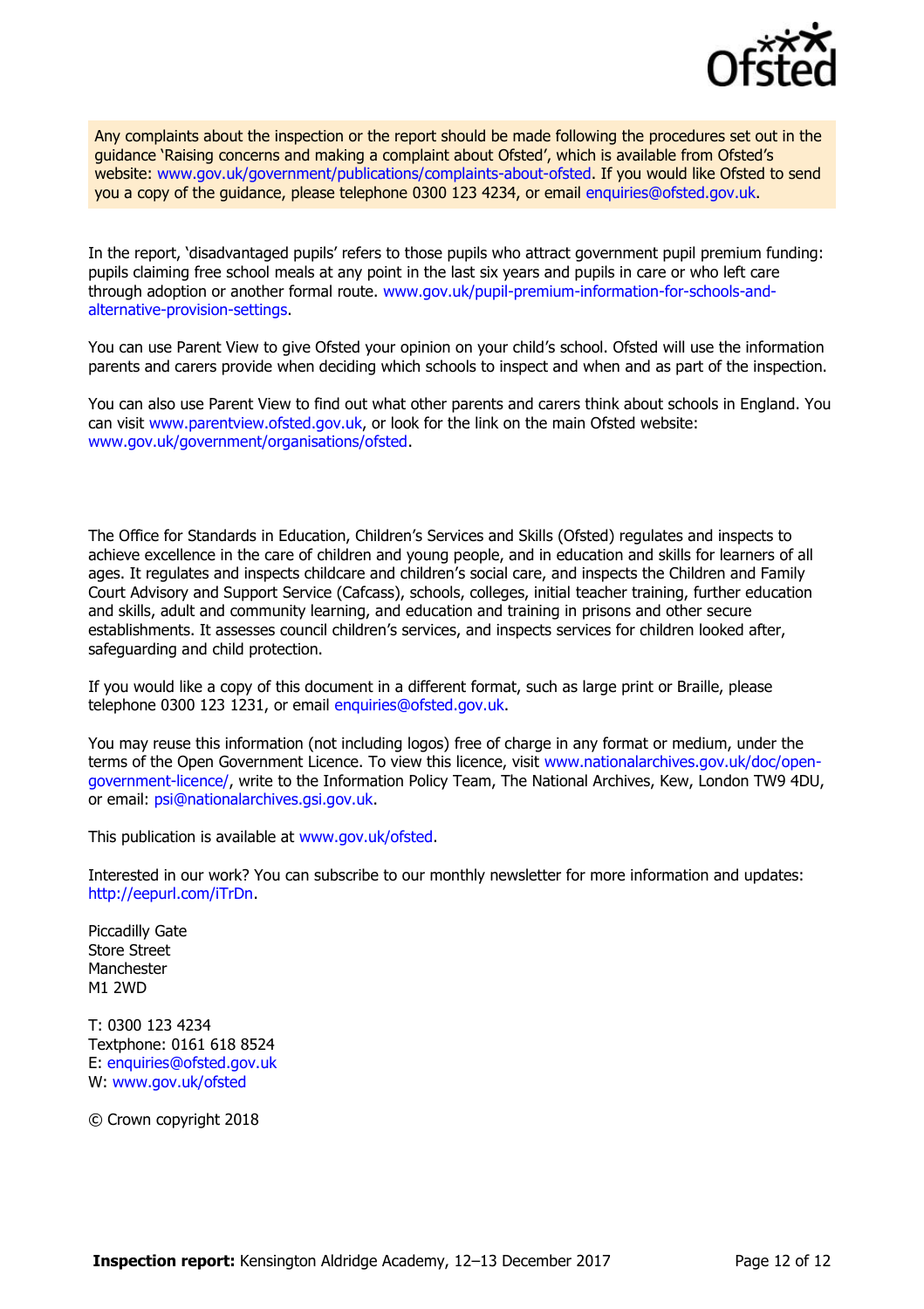Any complaints about the inspection or the report should be made following the procedures set out in the guidance 'Raising concerns and making a complaint about Ofsted', which is available from Ofsted's website: www.gov.uk/government/publications/complaints-about-ofsted. If you would like Ofsted to send you a copy of the guidance, please telephone 0300 123 4234, or email enquiries@ofsted.gov.uk.

In the report, 'disadvantaged pupils' refers to those pupils who attract government pupil premium funding: pupils claiming free school meals at any point in the last six years and pupils in care or who left care through adoption or another formal route. www.gov.uk/pupil-premium-information-for-schools-and-alternative-provision-settings.

You can use Parent View to give Ofsted your opinion on your child's school. Ofsted will use the information parents and carers provide when deciding which schools to inspect and when and as part of the inspection.

You can also use Parent View to find out what other parents and carers think about schools in England. You can visit www.parentview.ofsted.gov.uk, or look for the link on the main Ofsted website: www.gov.uk/government/organisations/ofsted.

The Office for Standards in Education, Children's Services and Skills (Ofsted) regulates and inspects to achieve excellence in the care of children and young people, and in education and skills for learners of all ages. It regulates and inspects childcare and children's social care, and inspects the Children and Family Court Advisory and Support Service (Cafcass), schools, colleges, initial teacher training, further education and skills, adult and community learning, and education and training in prisons and other secure establishments. It assesses council children's services, and inspects services for children looked after, safeguarding and child protection.

If you would like a copy of this document in a different format, such as large print or Braille, please telephone 0300 123 1231, or email enquiries@ofsted.gov.uk.

You may reuse this information (not including logos) free of charge in any format or medium, under the terms of the Open Government Licence. To view this licence, visit www.nationalarchives.gov.uk/doc/open-government-licence/, write to the Information Policy Team, The National Archives, Kew, London TW9 4DU, or email: psi@nationalarchives.gsi.gov.uk.

This publication is available at www.gov.uk/ofsted.

Interested in our work? You can subscribe to our monthly newsletter for more information and updates: http://eepurl.com/iTrDn.

Piccadilly Gate
Store Street
Manchester
M1 2WD

T: 0300 123 4234
Textphone: 0161 618 8524
E: enquiries@ofsted.gov.uk
W: www.gov.uk/ofsted

© Crown copyright 2018